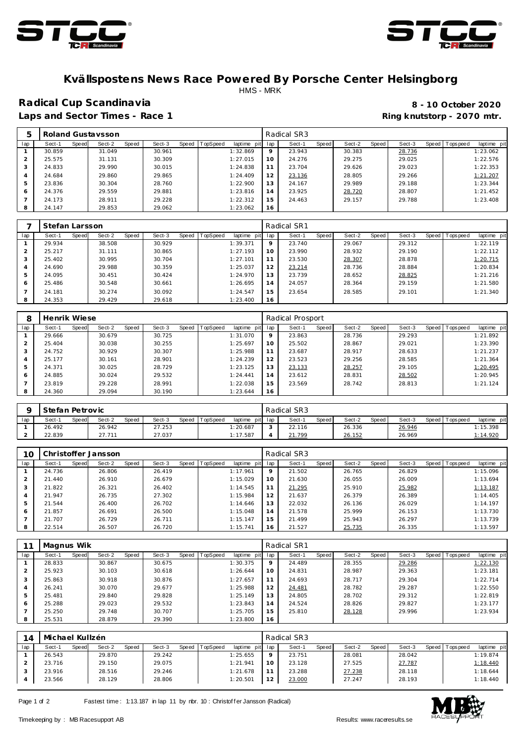# Kvällspostens News Race Powered By Porsche Center Helsingborg

HMS - MRK

## Radical Cup Scandinavia

**8 - 10 October 2020**

**Laps and Sector Times - Race 1**

**Ring knutstorp - 2070 mtr.**

| 5 | Roland Gustavsson | | | | | | | | Radical SR3 | | | | | | | | |
|---|---|---|---|---|---|---|---|---|---|---|---|---|---|---|---|---|---|
| lap | Sect-1 | Speed | Sect-2 | Speed | Sect-3 | Speed | TopSpeed | laptime pit | lap | Sect-1 | Speed | Sect-2 | Speed | Sect-3 | Speed | Topspeed | laptime pit |
| 1 | 30.859 | | 31.049 | | 30.961 | | | 1:32.869 | 9 | 23.943 | | 30.383 | | 28.736 | | | 1:23.062 |
| 2 | 25.575 | | 31.131 | | 30.309 | | | 1:27.015 | 10 | 24.276 | | 29.275 | | 29.025 | | | 1:22.576 |
| 3 | 24.833 | | 29.990 | | 30.015 | | | 1:24.838 | 11 | 23.704 | | 29.626 | | 29.023 | | | 1:22.353 |
| 4 | 24.684 | | 29.860 | | 29.865 | | | 1:24.409 | 12 | 23.136 | | 28.805 | | 29.266 | | | 1:21.207 |
| 5 | 23.836 | | 30.304 | | 28.760 | | | 1:22.900 | 13 | 24.167 | | 29.989 | | 29.188 | | | 1:23.344 |
| 6 | 24.376 | | 29.559 | | 29.881 | | | 1:23.816 | 14 | 23.925 | | 28.720 | | 28.807 | | | 1:21.452 |
| 7 | 24.173 | | 28.911 | | 29.228 | | | 1:22.312 | 15 | 24.463 | | 29.157 | | 29.788 | | | 1:23.408 |
| 8 | 24.147 | | 29.853 | | 29.062 | | | 1:23.062 | 16 | | | | | | | | |

| 7 | Stefan Larsson | | | | | | | | Radical SR1 | | | | | | | | |
|---|---|---|---|---|---|---|---|---|---|---|---|---|---|---|---|---|---|
| lap | Sect-1 | Speed | Sect-2 | Speed | Sect-3 | Speed | TopSpeed | laptime pit | lap | Sect-1 | Speed | Sect-2 | Speed | Sect-3 | Speed | Topspeed | laptime pit |
| 1 | 29.934 | | 38.508 | | 30.929 | | | 1:39.371 | 9 | 23.740 | | 29.067 | | 29.312 | | | 1:22.119 |
| 2 | 25.217 | | 31.111 | | 30.865 | | | 1:27.193 | 10 | 23.990 | | 28.932 | | 29.190 | | | 1:22.112 |
| 3 | 25.402 | | 30.995 | | 30.704 | | | 1:27.101 | 11 | 23.530 | | 28.307 | | 28.878 | | | 1:20.715 |
| 4 | 24.690 | | 29.988 | | 30.359 | | | 1:25.037 | 12 | 23.214 | | 28.736 | | 28.884 | | | 1:20.834 |
| 5 | 24.095 | | 30.451 | | 30.424 | | | 1:24.970 | 13 | 23.739 | | 28.652 | | 28.825 | | | 1:21.216 |
| 6 | 25.486 | | 30.548 | | 30.661 | | | 1:26.695 | 14 | 24.057 | | 28.364 | | 29.159 | | | 1:21.580 |
| 7 | 24.181 | | 30.274 | | 30.092 | | | 1:24.547 | 15 | 23.654 | | 28.585 | | 29.101 | | | 1:21.340 |
| 8 | 24.353 | | 29.429 | | 29.618 | | | 1:23.400 | 16 | | | | | | | | |

| 8 | Henrik Wiese | | | | | | | | Radical Prosport | | | | | | | | |
|---|---|---|---|---|---|---|---|---|---|---|---|---|---|---|---|---|---|
| lap | Sect-1 | Speed | Sect-2 | Speed | Sect-3 | Speed | TopSpeed | laptime pit | lap | Sect-1 | Speed | Sect-2 | Speed | Sect-3 | Speed | Topspeed | laptime pit |
| 1 | 29.666 | | 30.679 | | 30.725 | | | 1:31.070 | 9 | 23.863 | | 28.736 | | 29.293 | | | 1:21.892 |
| 2 | 25.404 | | 30.038 | | 30.255 | | | 1:25.697 | 10 | 25.502 | | 28.867 | | 29.021 | | | 1:23.390 |
| 3 | 24.752 | | 30.929 | | 30.307 | | | 1:25.988 | 11 | 23.687 | | 28.917 | | 28.633 | | | 1:21.237 |
| 4 | 25.177 | | 30.161 | | 28.901 | | | 1:24.239 | 12 | 23.523 | | 29.256 | | 28.585 | | | 1:21.364 |
| 5 | 24.371 | | 30.025 | | 28.729 | | | 1:23.125 | 13 | 23.133 | | 28.257 | | 29.105 | | | 1:20.495 |
| 6 | 24.885 | | 30.024 | | 29.532 | | | 1:24.441 | 14 | 23.612 | | 28.831 | | 28.502 | | | 1:20.945 |
| 7 | 23.819 | | 29.228 | | 28.991 | | | 1:22.038 | 15 | 23.569 | | 28.742 | | 28.813 | | | 1:21.124 |
| 8 | 24.360 | | 29.094 | | 30.190 | | | 1:23.644 | 16 | | | | | | | | |

| 9 | Stefan Petrovic | | | | | | | | Radical SR3 | | | | | | | | |
|---|---|---|---|---|---|---|---|---|---|---|---|---|---|---|---|---|---|
| lap | Sect-1 | Speed | Sect-2 | Speed | Sect-3 | Speed | TopSpeed | laptime pit | lap | Sect-1 | Speed | Sect-2 | Speed | Sect-3 | Speed | Topspeed | laptime pit |
| 1 | 26.492 | | 26.942 | | 27.253 | | | 1:20.687 | 3 | 22.116 | | 26.336 | | 26.946 | | | 1:15.398 |
| 2 | 22.839 | | 27.711 | | 27.037 | | | 1:17.587 | 4 | 21.799 | | 26.152 | | 26.969 | | | 1:14.920 |

| 10 | Christoffer Jansson | | | | | | | | Radical SR3 | | | | | | | | |
|---|---|---|---|---|---|---|---|---|---|---|---|---|---|---|---|---|---|
| lap | Sect-1 | Speed | Sect-2 | Speed | Sect-3 | Speed | TopSpeed | laptime pit | lap | Sect-1 | Speed | Sect-2 | Speed | Sect-3 | Speed | Topspeed | laptime pit |
| 1 | 24.736 | | 26.806 | | 26.419 | | | 1:17.961 | 9 | 21.502 | | 26.765 | | 26.829 | | | 1:15.096 |
| 2 | 21.440 | | 26.910 | | 26.679 | | | 1:15.029 | 10 | 21.630 | | 26.055 | | 26.009 | | | 1:13.694 |
| 3 | 21.822 | | 26.321 | | 26.402 | | | 1:14.545 | 11 | 21.295 | | 25.910 | | 25.982 | | | 1:13.187 |
| 4 | 21.947 | | 26.735 | | 27.302 | | | 1:15.984 | 12 | 21.637 | | 26.379 | | 26.389 | | | 1:14.405 |
| 5 | 21.544 | | 26.400 | | 26.702 | | | 1:14.646 | 13 | 22.032 | | 26.136 | | 26.029 | | | 1:14.197 |
| 6 | 21.857 | | 26.691 | | 26.500 | | | 1:15.048 | 14 | 21.578 | | 25.999 | | 26.153 | | | 1:13.730 |
| 7 | 21.707 | | 26.729 | | 26.711 | | | 1:15.147 | 15 | 21.499 | | 25.943 | | 26.297 | | | 1:13.739 |
| 8 | 22.514 | | 26.507 | | 26.720 | | | 1:15.741 | 16 | 21.527 | | 25.735 | | 26.335 | | | 1:13.597 |

| 11 | Magnus Wik | | | | | | | | Radical SR1 | | | | | | | | |
|---|---|---|---|---|---|---|---|---|---|---|---|---|---|---|---|---|---|
| lap | Sect-1 | Speed | Sect-2 | Speed | Sect-3 | Speed | TopSpeed | laptime pit | lap | Sect-1 | Speed | Sect-2 | Speed | Sect-3 | Speed | Topspeed | laptime pit |
| 1 | 28.833 | | 30.867 | | 30.675 | | | 1:30.375 | 9 | 24.489 | | 28.355 | | 29.286 | | | 1:22.130 |
| 2 | 25.923 | | 30.103 | | 30.618 | | | 1:26.644 | 10 | 24.831 | | 28.987 | | 29.363 | | | 1:23.181 |
| 3 | 25.863 | | 30.918 | | 30.876 | | | 1:27.657 | 11 | 24.693 | | 28.717 | | 29.304 | | | 1:22.714 |
| 4 | 26.241 | | 30.070 | | 29.677 | | | 1:25.988 | 12 | 24.481 | | 28.782 | | 29.287 | | | 1:22.550 |
| 5 | 25.481 | | 29.840 | | 29.828 | | | 1:25.149 | 13 | 24.805 | | 28.702 | | 29.312 | | | 1:22.819 |
| 6 | 25.288 | | 29.023 | | 29.532 | | | 1:23.843 | 14 | 24.524 | | 28.826 | | 29.827 | | | 1:23.177 |
| 7 | 25.250 | | 29.748 | | 30.707 | | | 1:25.705 | 15 | 25.810 | | 28.128 | | 29.996 | | | 1:23.934 |
| 8 | 25.531 | | 28.879 | | 29.390 | | | 1:23.800 | 16 | | | | | | | | |

| 14 | Michael Kullzén | | | | | | | | Radical SR3 | | | | | | | | |
|---|---|---|---|---|---|---|---|---|---|---|---|---|---|---|---|---|---|
| lap | Sect-1 | Speed | Sect-2 | Speed | Sect-3 | Speed | TopSpeed | laptime pit | lap | Sect-1 | Speed | Sect-2 | Speed | Sect-3 | Speed | Topspeed | laptime pit |
| 1 | 26.543 | | 29.870 | | 29.242 | | | 1:25.655 | 9 | 23.751 | | 28.081 | | 28.042 | | | 1:19.874 |
| 2 | 23.716 | | 29.150 | | 29.075 | | | 1:21.941 | 10 | 23.128 | | 27.525 | | 27.787 | | | 1:18.440 |
| 3 | 23.916 | | 28.516 | | 29.246 | | | 1:21.678 | 11 | 23.288 | | 27.238 | | 28.118 | | | 1:18.644 |
| 4 | 23.566 | | 28.129 | | 28.806 | | | 1:20.501 | 12 | 23.000 | | 27.247 | | 28.193 | | | 1:18.440 |

Fastest time : 1:13.187 in lap 11 by nbr. 10 : Christoffer Jansson (Radical)

Timekeeping by : MB Racesupport AB

Results: www.raceresults.se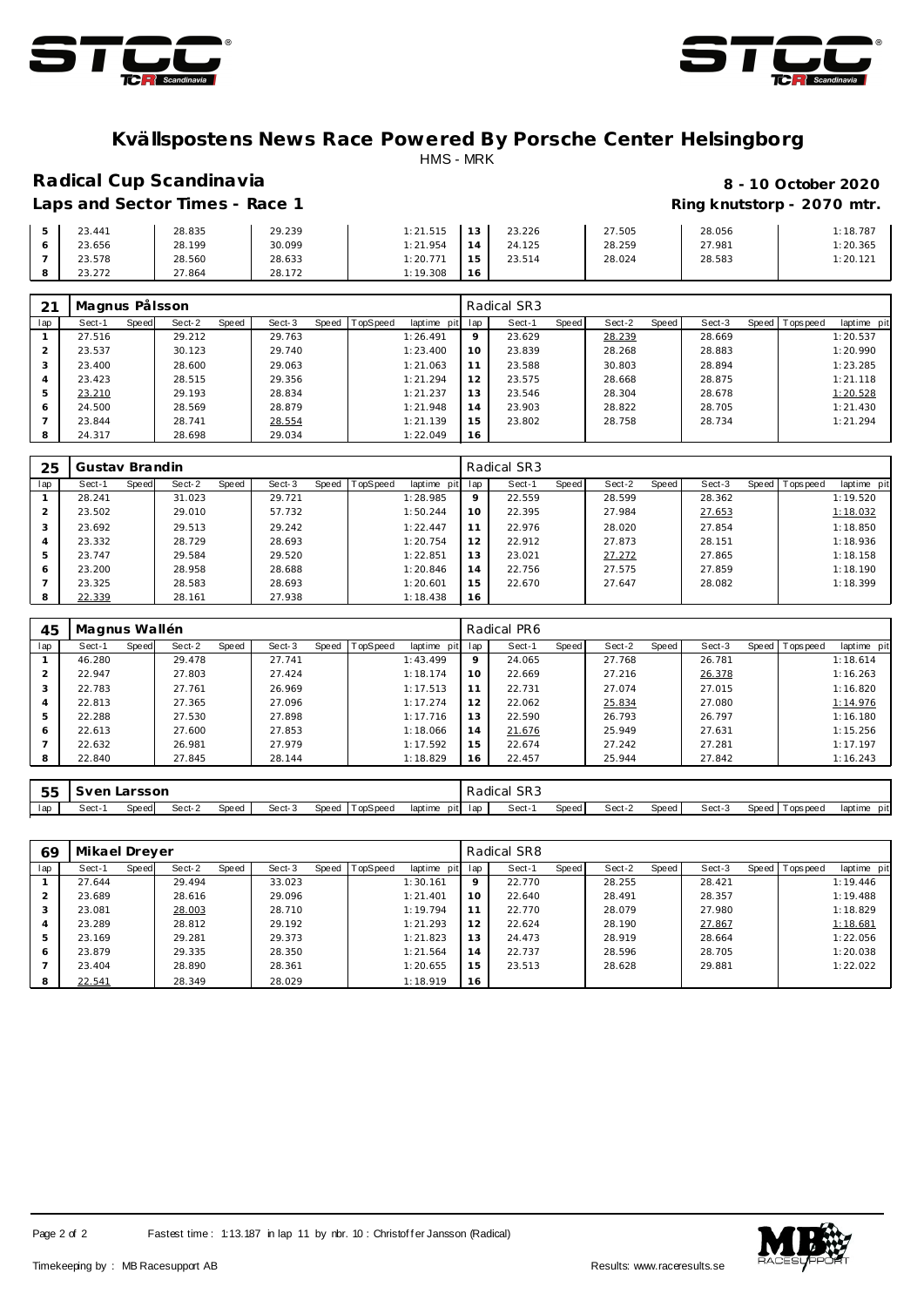# Kvällspostens News Race Powered By Porsche Center Helsingborg

HMS - MRK

## Radical Cup Scandinavia

**8 - 10 October 2020**

**Laps and Sector Times - Race 1**

**Ring knutstorp - 2070 mtr.**

| | | | | | | | | | | | | | | | | | |
|---|---|---|---|---|---|---|---|---|---|---|---|---|---|---|---|---|---|
| 5 | 23.441 | | 28.835 | | 29.239 | | | 1:21.515 | 13 | 23.226 | | 27.505 | | 28.056 | | | 1:18.787 |
| 6 | 23.656 | | 28.199 | | 30.099 | | | 1:21.954 | 14 | 24.125 | | 28.259 | | 27.981 | | | 1:20.365 |
| 7 | 23.578 | | 28.560 | | 28.633 | | | 1:20.771 | 15 | 23.514 | | 28.024 | | 28.583 | | | 1:20.121 |
| 8 | 23.272 | | 27.864 | | 28.172 | | | 1:19.308 | 16 | | | | | | | | |

**21 Magnus Pålsson** — Radical SR3

| lap | Sect-1 | Speed | Sect-2 | Speed | Sect-3 | Speed | TopSpeed | laptime pit | lap | Sect-1 | Speed | Sect-2 | Speed | Sect-3 | Speed | Topspeed | laptime pit |
|---|---|---|---|---|---|---|---|---|---|---|---|---|---|---|---|---|---|
| 1 | 27.516 | | 29.212 | | 29.763 | | | 1:26.491 | 9 | 23.629 | | 28.239 | | 28.669 | | | 1:20.537 |
| 2 | 23.537 | | 30.123 | | 29.740 | | | 1:23.400 | 10 | 23.839 | | 28.268 | | 28.883 | | | 1:20.990 |
| 3 | 23.400 | | 28.600 | | 29.063 | | | 1:21.063 | 11 | 23.588 | | 30.803 | | 28.894 | | | 1:23.285 |
| 4 | 23.423 | | 28.515 | | 29.356 | | | 1:21.294 | 12 | 23.575 | | 28.668 | | 28.875 | | | 1:21.118 |
| 5 | 23.210 | | 29.193 | | 28.834 | | | 1:21.237 | 13 | 23.546 | | 28.304 | | 28.678 | | | 1:20.528 |
| 6 | 24.500 | | 28.569 | | 28.879 | | | 1:21.948 | 14 | 23.903 | | 28.822 | | 28.705 | | | 1:21.430 |
| 7 | 23.844 | | 28.741 | | 28.554 | | | 1:21.139 | 15 | 23.802 | | 28.758 | | 28.734 | | | 1:21.294 |
| 8 | 24.317 | | 28.698 | | 29.034 | | | 1:22.049 | 16 | | | | | | | | |

**25 Gustav Brandin** — Radical SR3

| lap | Sect-1 | Speed | Sect-2 | Speed | Sect-3 | Speed | TopSpeed | laptime pit | lap | Sect-1 | Speed | Sect-2 | Speed | Sect-3 | Speed | Topspeed | laptime pit |
|---|---|---|---|---|---|---|---|---|---|---|---|---|---|---|---|---|---|
| 1 | 28.241 | | 31.023 | | 29.721 | | | 1:28.985 | 9 | 22.559 | | 28.599 | | 28.362 | | | 1:19.520 |
| 2 | 23.502 | | 29.010 | | 57.732 | | | 1:50.244 | 10 | 22.395 | | 27.984 | | 27.653 | | | 1:18.032 |
| 3 | 23.692 | | 29.513 | | 29.242 | | | 1:22.447 | 11 | 22.976 | | 28.020 | | 27.854 | | | 1:18.850 |
| 4 | 23.332 | | 28.729 | | 28.693 | | | 1:20.754 | 12 | 22.912 | | 27.873 | | 28.151 | | | 1:18.936 |
| 5 | 23.747 | | 29.584 | | 29.520 | | | 1:22.851 | 13 | 23.021 | | 27.272 | | 27.865 | | | 1:18.158 |
| 6 | 23.200 | | 28.958 | | 28.688 | | | 1:20.846 | 14 | 22.756 | | 27.575 | | 27.859 | | | 1:18.190 |
| 7 | 23.325 | | 28.583 | | 28.693 | | | 1:20.601 | 15 | 22.670 | | 27.647 | | 28.082 | | | 1:18.399 |
| 8 | 22.339 | | 28.161 | | 27.938 | | | 1:18.438 | 16 | | | | | | | | |

**45 Magnus Wallén** — Radical PR6

| lap | Sect-1 | Speed | Sect-2 | Speed | Sect-3 | Speed | TopSpeed | laptime pit | lap | Sect-1 | Speed | Sect-2 | Speed | Sect-3 | Speed | Topspeed | laptime pit |
|---|---|---|---|---|---|---|---|---|---|---|---|---|---|---|---|---|---|
| 1 | 46.280 | | 29.478 | | 27.741 | | | 1:43.499 | 9 | 24.065 | | 27.768 | | 26.781 | | | 1:18.614 |
| 2 | 22.947 | | 27.803 | | 27.424 | | | 1:18.174 | 10 | 22.669 | | 27.216 | | 26.378 | | | 1:16.263 |
| 3 | 22.783 | | 27.761 | | 26.969 | | | 1:17.513 | 11 | 22.731 | | 27.074 | | 27.015 | | | 1:16.820 |
| 4 | 22.813 | | 27.365 | | 27.096 | | | 1:17.274 | 12 | 22.062 | | 25.834 | | 27.080 | | | 1:14.976 |
| 5 | 22.288 | | 27.530 | | 27.898 | | | 1:17.716 | 13 | 22.590 | | 26.793 | | 26.797 | | | 1:16.180 |
| 6 | 22.613 | | 27.600 | | 27.853 | | | 1:18.066 | 14 | 21.676 | | 25.949 | | 27.631 | | | 1:15.256 |
| 7 | 22.632 | | 26.981 | | 27.979 | | | 1:17.592 | 15 | 22.674 | | 27.242 | | 27.281 | | | 1:17.197 |
| 8 | 22.840 | | 27.845 | | 28.144 | | | 1:18.829 | 16 | 22.457 | | 25.944 | | 27.842 | | | 1:16.243 |

**55 Sven Larsson** — Radical SR3

| lap | Sect-1 | Speed | Sect-2 | Speed | Sect-3 | Speed | TopSpeed | laptime pit | lap | Sect-1 | Speed | Sect-2 | Speed | Sect-3 | Speed | Topspeed | laptime pit |
|---|---|---|---|---|---|---|---|---|---|---|---|---|---|---|---|---|---|

**69 Mikael Dreyer** — Radical SR8

| lap | Sect-1 | Speed | Sect-2 | Speed | Sect-3 | Speed | TopSpeed | laptime pit | lap | Sect-1 | Speed | Sect-2 | Speed | Sect-3 | Speed | Topspeed | laptime pit |
|---|---|---|---|---|---|---|---|---|---|---|---|---|---|---|---|---|---|
| 1 | 27.644 | | 29.494 | | 33.023 | | | 1:30.161 | 9 | 22.770 | | 28.255 | | 28.421 | | | 1:19.446 |
| 2 | 23.689 | | 28.616 | | 29.096 | | | 1:21.401 | 10 | 22.640 | | 28.491 | | 28.357 | | | 1:19.488 |
| 3 | 23.081 | | 28.003 | | 28.710 | | | 1:19.794 | 11 | 22.770 | | 28.079 | | 27.980 | | | 1:18.829 |
| 4 | 23.289 | | 28.812 | | 29.192 | | | 1:21.293 | 12 | 22.624 | | 28.190 | | 27.867 | | | 1:18.681 |
| 5 | 23.169 | | 29.281 | | 29.373 | | | 1:21.823 | 13 | 24.473 | | 28.919 | | 28.664 | | | 1:22.056 |
| 6 | 23.879 | | 29.335 | | 28.350 | | | 1:21.564 | 14 | 22.737 | | 28.596 | | 28.705 | | | 1:20.038 |
| 7 | 23.404 | | 28.890 | | 28.361 | | | 1:20.655 | 15 | 23.513 | | 28.628 | | 29.881 | | | 1:22.022 |
| 8 | 22.541 | | 28.349 | | 28.029 | | | 1:18.919 | 16 | | | | | | | | |

Fastest time : 1:13.187 in lap 11 by nbr. 10 : Christoffer Jansson (Radical)

Timekeeping by : MB Racesupport AB

Results: www.raceresults.se